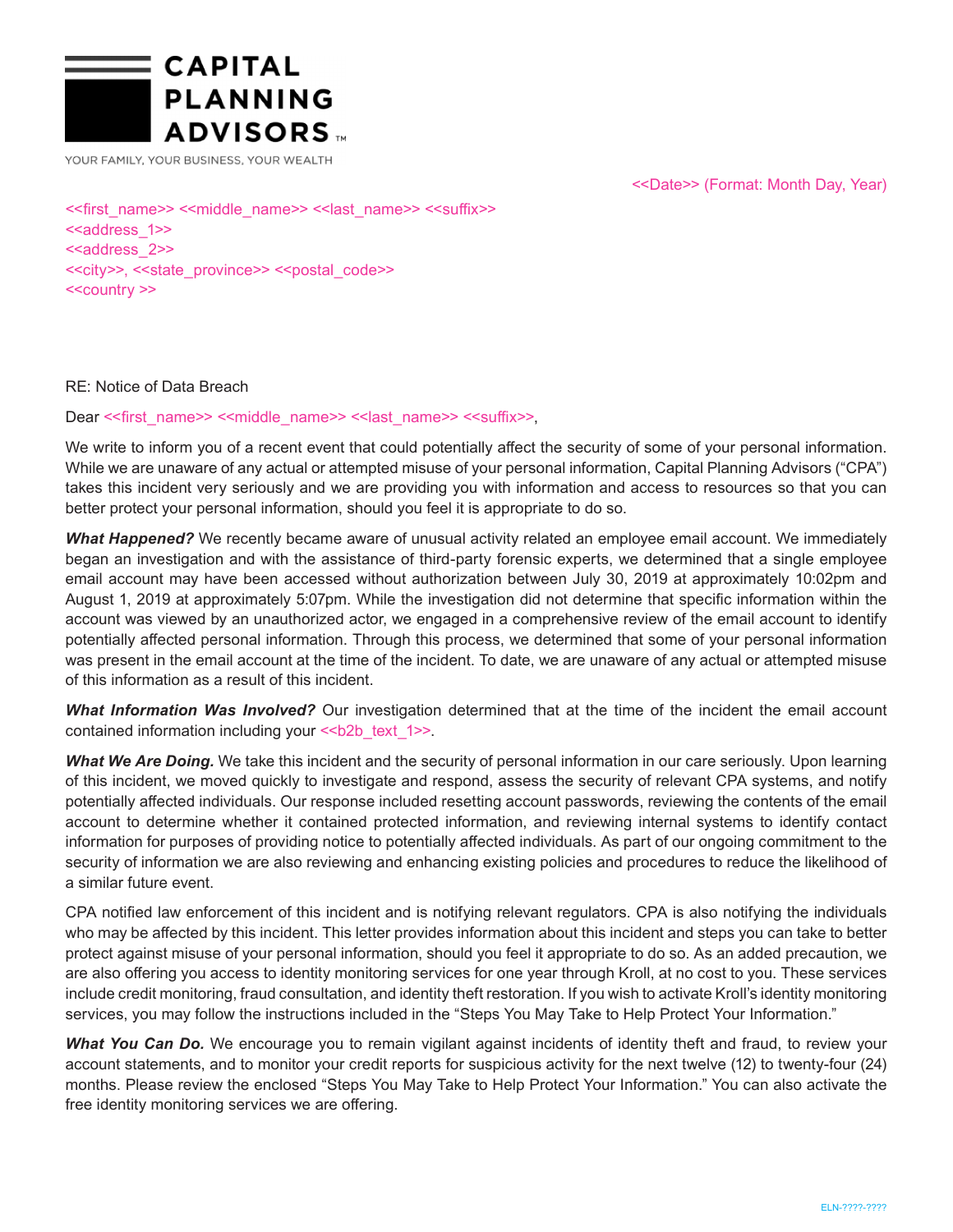CAPITAL PLANNING ADVISORS™

YOUR FAMILY, YOUR BUSINESS, YOUR WEALTH

<<Date>> (Format: Month Day, Year)

<<first_name>> <<middle_name>> <<last_name>> <<suffix>>
<<address_1>>
<<address_2>>
<<city>>, <<state_province>> <<postal_code>>
<<country >>

RE: Notice of Data Breach

Dear <<first_name>> <<middle_name>> <<last_name>> <<suffix>>,

We write to inform you of a recent event that could potentially affect the security of some of your personal information. While we are unaware of any actual or attempted misuse of your personal information, Capital Planning Advisors ("CPA") takes this incident very seriously and we are providing you with information and access to resources so that you can better protect your personal information, should you feel it is appropriate to do so.

***What Happened?*** We recently became aware of unusual activity related an employee email account. We immediately began an investigation and with the assistance of third-party forensic experts, we determined that a single employee email account may have been accessed without authorization between July 30, 2019 at approximately 10:02pm and August 1, 2019 at approximately 5:07pm. While the investigation did not determine that specific information within the account was viewed by an unauthorized actor, we engaged in a comprehensive review of the email account to identify potentially affected personal information. Through this process, we determined that some of your personal information was present in the email account at the time of the incident. To date, we are unaware of any actual or attempted misuse of this information as a result of this incident.

***What Information Was Involved?*** Our investigation determined that at the time of the incident the email account contained information including your <<b2b_text_1>>.

***What We Are Doing.*** We take this incident and the security of personal information in our care seriously. Upon learning of this incident, we moved quickly to investigate and respond, assess the security of relevant CPA systems, and notify potentially affected individuals. Our response included resetting account passwords, reviewing the contents of the email account to determine whether it contained protected information, and reviewing internal systems to identify contact information for purposes of providing notice to potentially affected individuals. As part of our ongoing commitment to the security of information we are also reviewing and enhancing existing policies and procedures to reduce the likelihood of a similar future event.

CPA notified law enforcement of this incident and is notifying relevant regulators. CPA is also notifying the individuals who may be affected by this incident. This letter provides information about this incident and steps you can take to better protect against misuse of your personal information, should you feel it appropriate to do so. As an added precaution, we are also offering you access to identity monitoring services for one year through Kroll, at no cost to you. These services include credit monitoring, fraud consultation, and identity theft restoration. If you wish to activate Kroll's identity monitoring services, you may follow the instructions included in the "Steps You May Take to Help Protect Your Information."

***What You Can Do.*** We encourage you to remain vigilant against incidents of identity theft and fraud, to review your account statements, and to monitor your credit reports for suspicious activity for the next twelve (12) to twenty-four (24) months. Please review the enclosed "Steps You May Take to Help Protect Your Information." You can also activate the free identity monitoring services we are offering.

ELN-????-????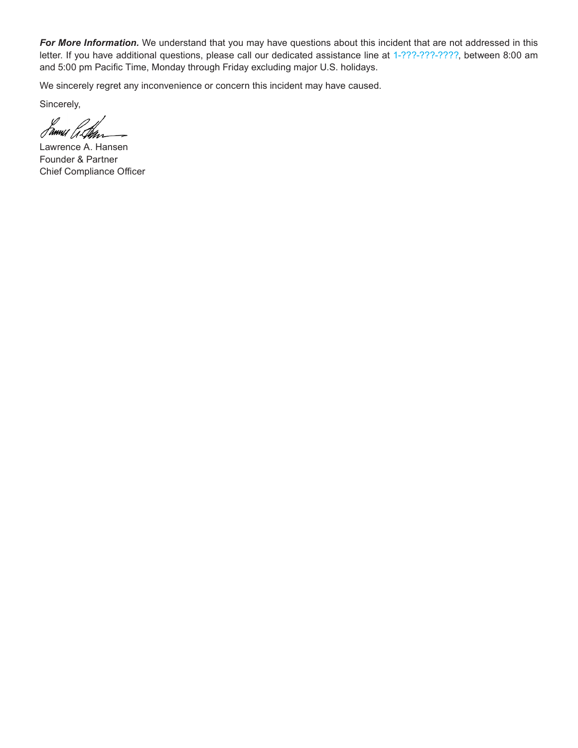***For More Information.*** We understand that you may have questions about this incident that are not addressed in this letter. If you have additional questions, please call our dedicated assistance line at 1-???-???-????, between 8:00 am and 5:00 pm Pacific Time, Monday through Friday excluding major U.S. holidays.

We sincerely regret any inconvenience or concern this incident may have caused.

Sincerely,

Lawrence A. Hansen
Founder & Partner
Chief Compliance Officer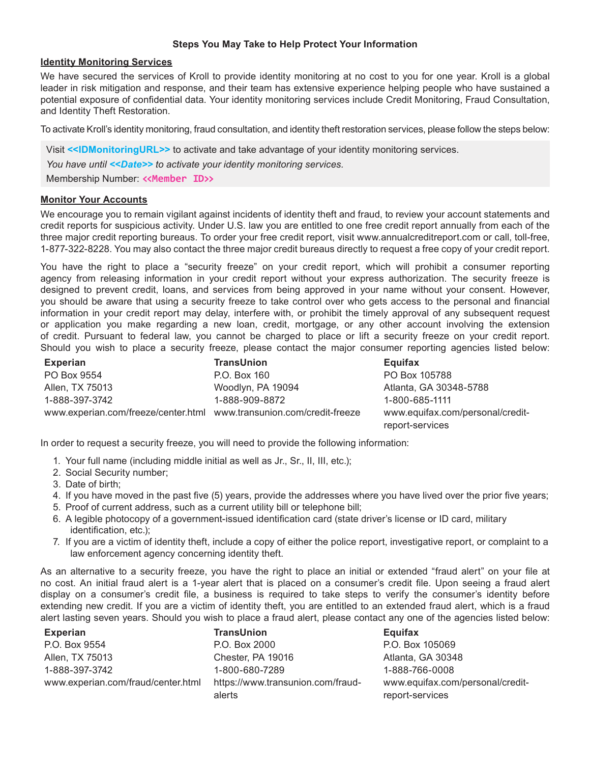## Steps You May Take to Help Protect Your Information

### Identity Monitoring Services

We have secured the services of Kroll to provide identity monitoring at no cost to you for one year. Kroll is a global leader in risk mitigation and response, and their team has extensive experience helping people who have sustained a potential exposure of confidential data. Your identity monitoring services include Credit Monitoring, Fraud Consultation, and Identity Theft Restoration.

To activate Kroll's identity monitoring, fraud consultation, and identity theft restoration services, please follow the steps below:

Visit **<<IDMonitoringURL>>** to activate and take advantage of your identity monitoring services.

*You have until **<<Date>>** to activate your identity monitoring services.*

Membership Number: **<<Member ID>>**

### Monitor Your Accounts

We encourage you to remain vigilant against incidents of identity theft and fraud, to review your account statements and credit reports for suspicious activity. Under U.S. law you are entitled to one free credit report annually from each of the three major credit reporting bureaus. To order your free credit report, visit www.annualcreditreport.com or call, toll-free, 1-877-322-8228. You may also contact the three major credit bureaus directly to request a free copy of your credit report.

You have the right to place a "security freeze" on your credit report, which will prohibit a consumer reporting agency from releasing information in your credit report without your express authorization. The security freeze is designed to prevent credit, loans, and services from being approved in your name without your consent. However, you should be aware that using a security freeze to take control over who gets access to the personal and financial information in your credit report may delay, interfere with, or prohibit the timely approval of any subsequent request or application you make regarding a new loan, credit, mortgage, or any other account involving the extension of credit. Pursuant to federal law, you cannot be charged to place or lift a security freeze on your credit report. Should you wish to place a security freeze, please contact the major consumer reporting agencies listed below:

| Experian | TransUnion | Equifax |
|---|---|---|
| PO Box 9554 | P.O. Box 160 | PO Box 105788 |
| Allen, TX 75013 | Woodlyn, PA 19094 | Atlanta, GA 30348-5788 |
| 1-888-397-3742 | 1-888-909-8872 | 1-800-685-1111 |
| www.experian.com/freeze/center.html | www.transunion.com/credit-freeze | www.equifax.com/personal/credit-report-services |

In order to request a security freeze, you will need to provide the following information:

1. Your full name (including middle initial as well as Jr., Sr., II, III, etc.);
2. Social Security number;
3. Date of birth;
4. If you have moved in the past five (5) years, provide the addresses where you have lived over the prior five years;
5. Proof of current address, such as a current utility bill or telephone bill;
6. A legible photocopy of a government-issued identification card (state driver's license or ID card, military identification, etc.);
7. If you are a victim of identity theft, include a copy of either the police report, investigative report, or complaint to a law enforcement agency concerning identity theft.

As an alternative to a security freeze, you have the right to place an initial or extended "fraud alert" on your file at no cost. An initial fraud alert is a 1-year alert that is placed on a consumer's credit file. Upon seeing a fraud alert display on a consumer's credit file, a business is required to take steps to verify the consumer's identity before extending new credit. If you are a victim of identity theft, you are entitled to an extended fraud alert, which is a fraud alert lasting seven years. Should you wish to place a fraud alert, please contact any one of the agencies listed below:

| Experian | TransUnion | Equifax |
|---|---|---|
| P.O. Box 9554 | P.O. Box 2000 | P.O. Box 105069 |
| Allen, TX 75013 | Chester, PA 19016 | Atlanta, GA 30348 |
| 1-888-397-3742 | 1-800-680-7289 | 1-888-766-0008 |
| www.experian.com/fraud/center.html | https://www.transunion.com/fraud-alerts | www.equifax.com/personal/credit-report-services |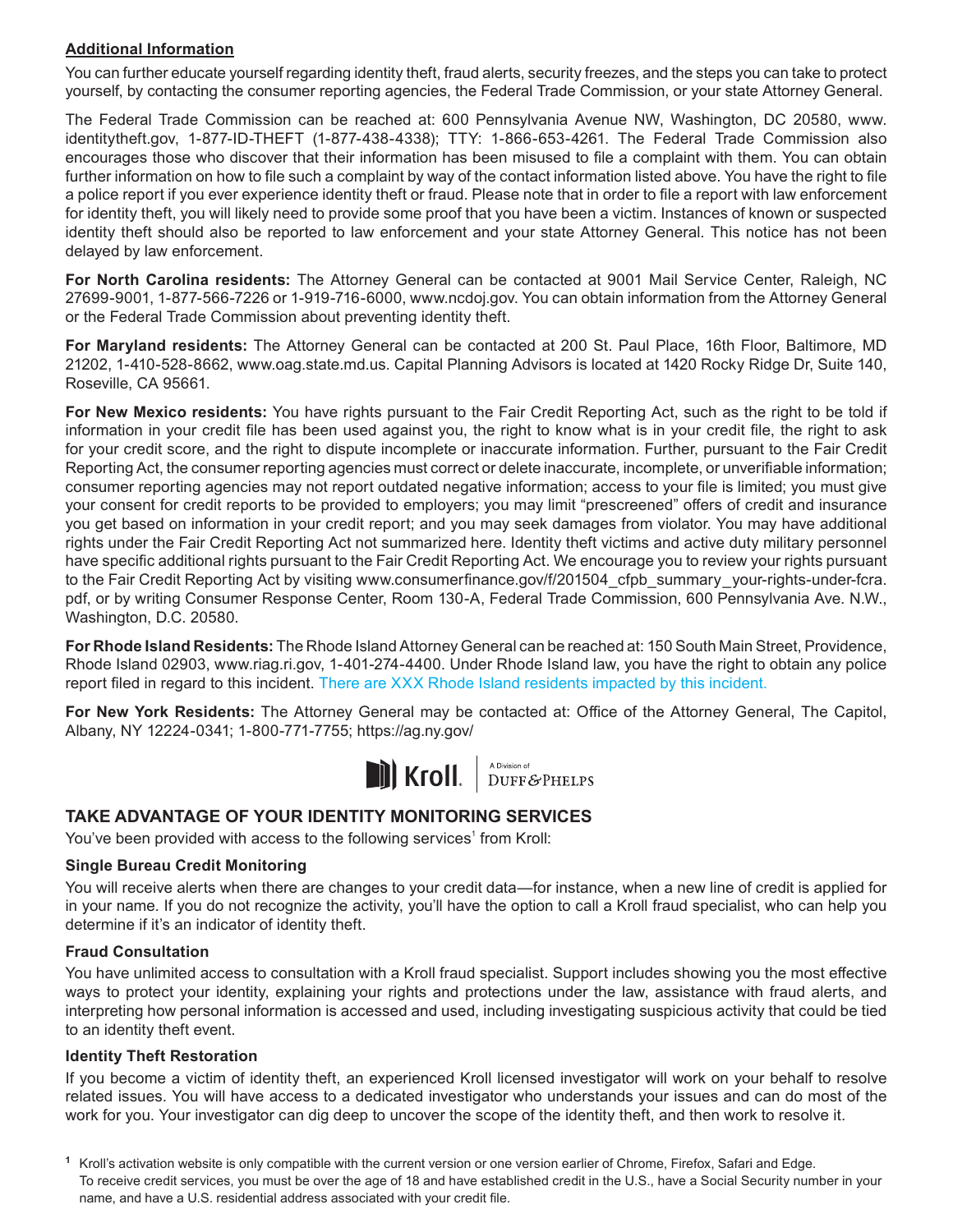**Additional Information**

You can further educate yourself regarding identity theft, fraud alerts, security freezes, and the steps you can take to protect yourself, by contacting the consumer reporting agencies, the Federal Trade Commission, or your state Attorney General.

The Federal Trade Commission can be reached at: 600 Pennsylvania Avenue NW, Washington, DC 20580, www.identitytheft.gov, 1-877-ID-THEFT (1-877-438-4338); TTY: 1-866-653-4261. The Federal Trade Commission also encourages those who discover that their information has been misused to file a complaint with them. You can obtain further information on how to file such a complaint by way of the contact information listed above. You have the right to file a police report if you ever experience identity theft or fraud. Please note that in order to file a report with law enforcement for identity theft, you will likely need to provide some proof that you have been a victim. Instances of known or suspected identity theft should also be reported to law enforcement and your state Attorney General. This notice has not been delayed by law enforcement.

**For North Carolina residents:** The Attorney General can be contacted at 9001 Mail Service Center, Raleigh, NC 27699-9001, 1-877-566-7226 or 1-919-716-6000, www.ncdoj.gov. You can obtain information from the Attorney General or the Federal Trade Commission about preventing identity theft.

**For Maryland residents:** The Attorney General can be contacted at 200 St. Paul Place, 16th Floor, Baltimore, MD 21202, 1-410-528-8662, www.oag.state.md.us. Capital Planning Advisors is located at 1420 Rocky Ridge Dr, Suite 140, Roseville, CA 95661.

**For New Mexico residents:** You have rights pursuant to the Fair Credit Reporting Act, such as the right to be told if information in your credit file has been used against you, the right to know what is in your credit file, the right to ask for your credit score, and the right to dispute incomplete or inaccurate information. Further, pursuant to the Fair Credit Reporting Act, the consumer reporting agencies must correct or delete inaccurate, incomplete, or unverifiable information; consumer reporting agencies may not report outdated negative information; access to your file is limited; you must give your consent for credit reports to be provided to employers; you may limit "prescreened" offers of credit and insurance you get based on information in your credit report; and you may seek damages from violator. You may have additional rights under the Fair Credit Reporting Act not summarized here. Identity theft victims and active duty military personnel have specific additional rights pursuant to the Fair Credit Reporting Act. We encourage you to review your rights pursuant to the Fair Credit Reporting Act by visiting www.consumerfinance.gov/f/201504_cfpb_summary_your-rights-under-fcra.pdf, or by writing Consumer Response Center, Room 130-A, Federal Trade Commission, 600 Pennsylvania Ave. N.W., Washington, D.C. 20580.

**For Rhode Island Residents:** The Rhode Island Attorney General can be reached at: 150 South Main Street, Providence, Rhode Island 02903, www.riag.ri.gov, 1-401-274-4400. Under Rhode Island law, you have the right to obtain any police report filed in regard to this incident. There are XXX Rhode Island residents impacted by this incident.

**For New York Residents:** The Attorney General may be contacted at: Office of the Attorney General, The Capitol, Albany, NY 12224-0341; 1-800-771-7755; https://ag.ny.gov/

Kroll. A Division of DUFF & PHELPS

## TAKE ADVANTAGE OF YOUR IDENTITY MONITORING SERVICES

You've been provided with access to the following services[1] from Kroll:

### Single Bureau Credit Monitoring

You will receive alerts when there are changes to your credit data—for instance, when a new line of credit is applied for in your name. If you do not recognize the activity, you'll have the option to call a Kroll fraud specialist, who can help you determine if it's an indicator of identity theft.

### Fraud Consultation

You have unlimited access to consultation with a Kroll fraud specialist. Support includes showing you the most effective ways to protect your identity, explaining your rights and protections under the law, assistance with fraud alerts, and interpreting how personal information is accessed and used, including investigating suspicious activity that could be tied to an identity theft event.

### Identity Theft Restoration

If you become a victim of identity theft, an experienced Kroll licensed investigator will work on your behalf to resolve related issues. You will have access to a dedicated investigator who understands your issues and can do most of the work for you. Your investigator can dig deep to uncover the scope of the identity theft, and then work to resolve it.

[1] Kroll's activation website is only compatible with the current version or one version earlier of Chrome, Firefox, Safari and Edge. To receive credit services, you must be over the age of 18 and have established credit in the U.S., have a Social Security number in your name, and have a U.S. residential address associated with your credit file.